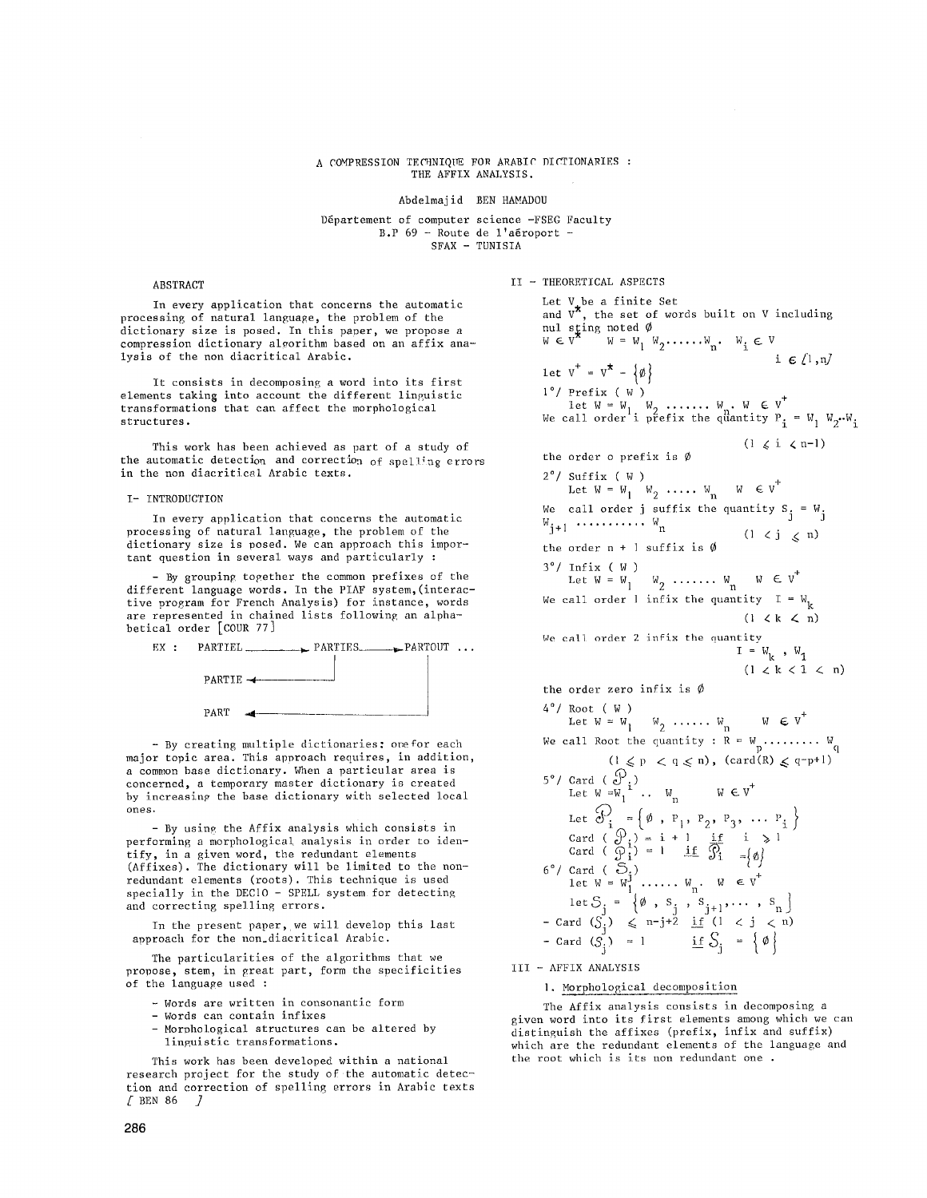# A COMPRESSION TECHNIQUE FOR ARABIC DICTIONARIES : THE AFFIX ANALYSIS.

Abdelmajid BEN HAMADOU

Département of computer science -FSEG Faculty
B.P 69 - Route de l'aéroport -
SFAX - TUNISIA

## ABSTRACT

In every application that concerns the automatic processing of natural language, the problem of the dictionary size is posed. In this paper, we propose a compression dictionary algorithm based on an affix analysis of the non diacritical Arabic.

It consists in decomposing a word into its first elements taking into account the different linguistic transformations that can affect the morphological structures.

This work has been achieved as part of a study of the automatic detection and correction of spelling errors in the non diacritical Arabic texts.

## I- INTRODUCTION

In every application that concerns the automatic processing of natural language, the problem of the dictionary size is posed. We can approach this important question in several ways and particularly :

- By grouping together the common prefixes of the different language words. In the PIAF system,(interactive program for French Analysis) for instance, words are represented in chained lists following an alphabetical order [COUR 77]

```
EX :  PARTIEL ──────► PARTIES ──────► PARTOUT ...
                            │              │
      PARTIE ◄──────────────┘              │
                                           │
      PART ◄───────────────────────────────┘
```

- By creating multiple dictionaries: one for each major topic area. This approach requires, in addition, a common base dictionary. When a particular area is concerned, a temporary master dictionary is created by increasing the base dictionary with selected local ones.

- By using the Affix analysis which consists in performing a morphological analysis in order to identify, in a given word, the redundant elements (Affixes). The dictionary will be limited to the non-redundant elements (roots). This technique is used specially in the DEC10 - SPELL system for detecting and correcting spelling errors.

In the present paper, we will develop this last approach for the non_diacritical Arabic.

The particularities of the algorithms that we propose, stem, in great part, form the specificities of the language used :

- Words are written in consonantic form
- Words can contain infixes
- Morphological structures can be altered by linguistic transformations.

This work has been developed within a national research project for the study of the automatic detection and correction of spelling errors in Arabic texts [ BEN 86 ]

## II - THEORETICAL ASPECTS

Let $V$ be a finite Set and $V^*$, the set of words built on $V$ including nul sting noted $\emptyset$

$W \in V^*$ $\quad W = W_1 W_2 \ldots\ldots W_n$. $\quad W_i \in V$ $\quad i \in [1,n]$

Let $V^+ = V^* - \{\emptyset\}$

1°/ Prefix ( W )

let $W = W_1 \; W_2 \ldots\ldots W_n$. $W \in V^+$

We call order i prefix the quantity $P_i = W_1 W_2 .. W_i$

$$(1 \leqslant i < n-1)$$

the order o prefix is $\emptyset$

2°/ Suffix ( W )

Let $W = W_1 \; W_2 \ldots\ldots W_n \quad W \in V^+$

We call order j suffix the quantity $S_j = W_j \; W_{j+1} \ldots\ldots\ldots\ldots W_n$

$$(1 < j \leqslant n)$$

the order n + 1 suffix is $\emptyset$

3°/ Infix ( W )

Let $W = W_1 \quad W_2 \ldots\ldots W_n \quad W \in V^+$

We call order 1 infix the quantity $I = W_k$

$$(1 < k < n)$$

We call order 2 infix the quantity

$$I = W_k \; , \; W_1$$

$$(1 < k < 1 < n)$$

the order zero infix is $\emptyset$

4°/ Root ( W )

Let $W = W_1 \quad W_2 \ldots\ldots W_n \quad W \in V^+$

We call Root the quantity : $R = W_p \ldots\ldots\ldots W_q$

$$(1 \leqslant p < q \leqslant n), \; (\text{card}(R) \leqslant q-p+1)$$

5°/ Card ( $\mathcal{P}_i$ )

Let $W = W_1 \ldots W_n \quad W \in V^+$

Let $\mathcal{P}_i = \{\emptyset \; , \; P_1, \; P_2, \; P_3, \; \ldots \; P_i\}$

Card ( $\mathcal{P}_i$ ) = i + 1 $\;$ if $\; i \geqslant 1$

Card ( $\mathcal{P}_i$ ) = 1 $\;$ if $\; \mathcal{P}_i = \{\emptyset\}$

6°/ Card ( $\mathcal{S}_j$ )

let $W = W_1 \ldots\ldots W_n$. $\; W \in V^+$

let $\mathcal{S}_j = \{\emptyset \; , \; S_j \; , \; S_{j+1}, \ldots \; , \; S_n\}$

- Card ( $\mathcal{S}_j$ ) $\leqslant$ n-j+2 $\;$ if (1 < j < n)
- Card ( $\mathcal{S}_j$ ) = 1 $\quad$ if $\mathcal{S}_j = \{\emptyset\}$

## III - AFFIX ANALYSIS

### 1. Morphological decomposition

The Affix analysis consists in decomposing a given word into its first elements among which we can distinguish the affixes (prefix, infix and suffix) which are the redundant elements of the language and the root which is its non redundant one .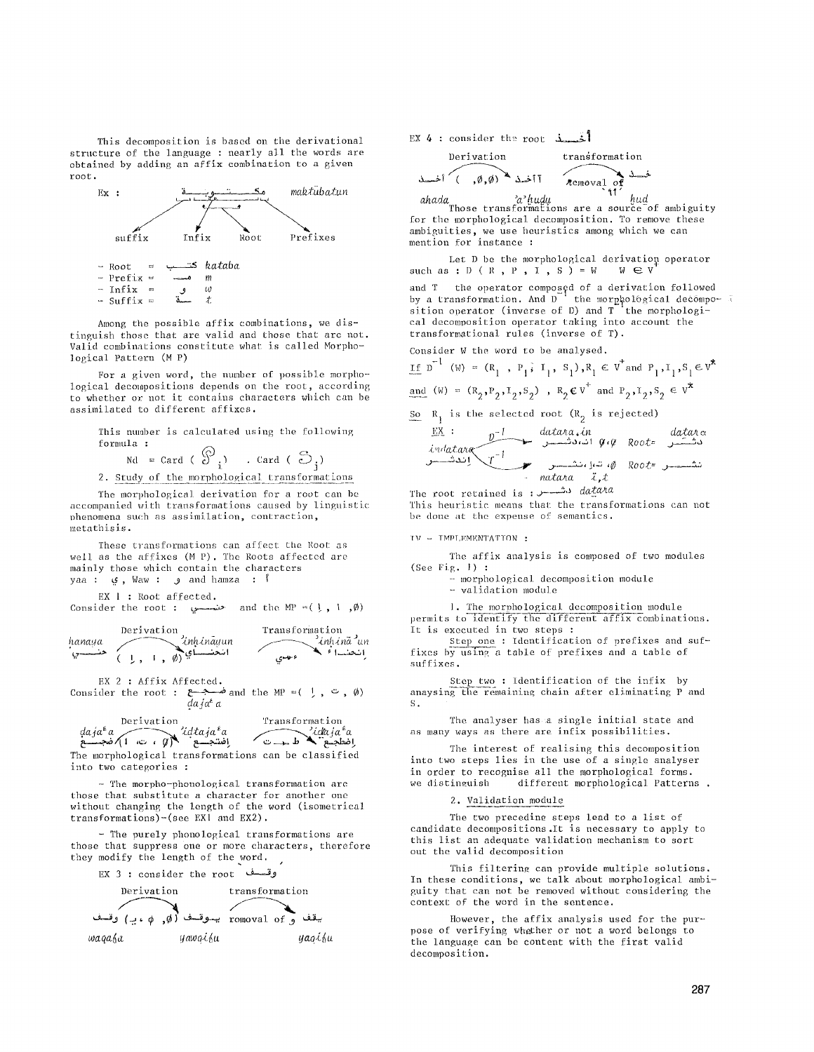This decomposition is based on the derivational structure of the language : nearly all the words are obtained by adding an affix combination to a given root.

Ex : مكتوبة *maktūbatun*

suffix Infix Root Prefixes

- Root = كتب *kataba*
- Prefix = م *m*
- Infix = و *w*
- Suffix = ة *t*

Among the possible affix combinations, we distinguish those that are valid and those that are not. Valid combinations constitute what is called Morphological Pattern (M P)

For a given word, the number of possible morphological decompositions depends on the root, according to whether or not it contains characters which can be assimilated to different affixes.

This number is calculated using the following formula :

$$Nd = Card(\mathcal{P}_i) \cdot Card(\mathcal{S}_j)$$

## 2. Study of the morphological transformations

The morphological derivation for a root can be accompanied with transformations caused by linguistic phenomena such as assimilation, contraction, metathisis.

These transformations can affect the Root as well as the affixes (M P). The Roots affected are mainly those which contain the characters yaa : ي , Waw : و and hamza : أ

EX 1 : Root affected.
Consider the root : حني and the MP =( إ , ا ,∅)

Derivation — Transformation

*hanaya* حني ( إ , ا , ∅) *'inhināyun* انحناي — ي ← ء *'inhinā'un* انحناء

EX 2 : Affix Affected.
Consider the root : ضجع *daja'a* and the MP =( إ , ت , ∅)

Derivation — Transformation

*daja'a* ضجع (إ , ت , ∅) *'idtaja'a* اضتجع — ت ← ط *'idtaja'a* اضطجع

The morphological transformations can be classified into two categories :

- The morpho-phonological transformation are those that substitute a character for another one without changing the length of the word (isometrical transformations)-(see EX1 and EX2).

- The purely phonological transformations are those that suppress one or more characters, therefore they modify the length of the word.

EX 3 : consider the root وقف

Derivation — transformation

وقف (ي , ∅ ,∅) يوقف — romoval of و — يقف

*waqafa* — *yawqifu* — *yaqifu*

EX 4 : consider the root أخذ

Derivation — transformation

أخذ ( ,∅,∅) آأخذ — removal of 'أأ' — خذ

*ahada* — *'a'hudu* — *hud*

Those transformations are a source of ambiguity for the morphological decomposition. To remove these ambiguities, we use heuristics among which we can mention for instance :

Let D be the morphological derivation operator such as : $D(R, P, I, S) = W \quad W \in V^+$

and T the operator composed of a derivation followed by a transformation. And $D^{-1}$ the morphological decomposition operator (inverse of D) and $T^{-1}$ the morphological decomposition operator taking into account the transformational rules (inverse of T).

Consider W the word to be analysed.

If $D^{-1}(W) = (R_1, P_1, I_1, S_1), R_1 \in V^+$ and $P_1, I_1, S_1 \in V^*$

and $(W) = (R_2, P_2, I_2, S_2)$ , $R_2 \in V^+$ and $P_2, I_2, S_2 \in V^*$

So $R_1$ is the selected root ($R_2$ is rejected)

EX :

*indatara* اندثر — $D^{-1}$ → *datara.in* اندثر ∅,∅ Root= دثر *datara*

— $T^{-1}$ → *natara* *i,t* نثر ,ت ,إ ,∅ Root= نثر

The root retained is : دثر *datara*

This heuristic means that the transformations can not be done at the expense of semantics.

# IV - IMPLEMENTATION :

The affix analysis is composed of two modules (See Fig. 1) :

- morphological decomposition module
- validation module

## 1. The morphological decomposition module

permits to identify the different affix combinations. It is executed in two steps :

Step one : Identification of prefixes and suffixes by using a table of prefixes and a table of suffixes.

Step two : Identification of the infix by anaysing the remaining chain after eliminating P and S.

The analyser has a single initial state and as many ways as there are infix possibilities.

The interest of realising this decomposition into two steps lies in the use of a single analyser in order to recognise all the morphological forms. we distinguish different morphological Patterns .

## 2. Validation module

The two preceding steps lead to a list of candidate decompositions .It is necessary to apply to this list an adequate validation mechanism to sort out the valid decomposition

This filtering can provide multiple solutions. In these conditions, we talk about morphological ambiguity that can not be removed without considering the context of the word in the sentence.

However, the affix analysis used for the purpose of verifying whether or not a word belongs to the language can be content with the first valid decomposition.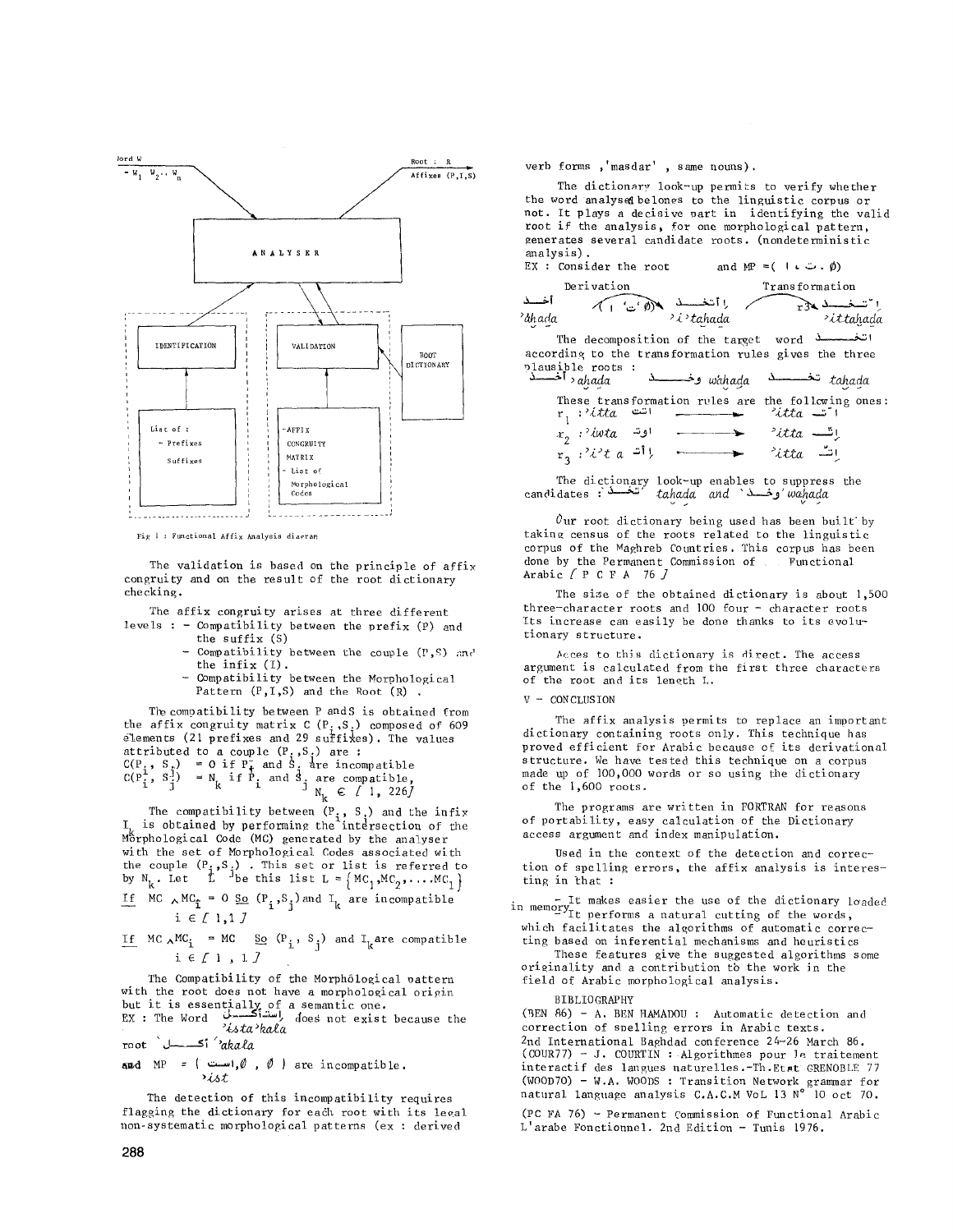Word W
$- W_1 \; W_2 \ldots W_n$

Root : R
Affixes (P,I,S)

ANALYSER

IDENTIFICATION

VALIDATION

ROOT DICTIONARY

List of :
- Prefixes
Suffixes

- AFFIX CONGRUITY MATRIX
- List of Morphological Codes

Fig 1 : Functional Affix Analysis diagram

The validation is based on the principle of affix congruity and on the result of the root dictionary checking.

The affix congruity arises at three different levels :
- Compatibility between the prefix (P) and the suffix (S)
- Compatibility between the couple (P,S) and the infix (I).
- Compatibility between the Morphological Pattern (P,I,S) and the Root (R) .

The compatibility between P and S is obtained from the affix congruity matrix C $(P_i, S_j)$ composed of 609 elements (21 prefixes and 29 suffixes). The values attributed to a couple $(P_i, S_j)$ are :

$C(P_i, S_j) = 0$ if $P_i$ and $S_j$ are incompatible
$C(P_i, S_j) = N_k$ if $P_i$ and $S_j$ are compatible, $N_k \in [1, 226]$

The compatibility between $(P_i, S_j)$ and the infix $I_k$ is obtained by performing the intersection of the Morphological Code (MC) generated by the analyser with the set of Morphological Codes associated with the couple $(P_i, S_j)$ . This set or list is referred to by $N_k$. Let L be this list $L = \{MC_1, MC_2, \ldots, MC_l\}$

If $MC \wedge MC_i = 0$ So $(P_i, S_j)$ and $I_k$ are incompatible
$i \in [1, l]$

If $MC \wedge MC_i = MC$ So $(P_i, S_j)$ and $I_k$ are compatible
$i \in [1, l]$

The Compatibility of the Morphological pattern with the root does not have a morphological origin but it is essentially of a semantic one.

EX : The Word استأكل *'ista'kala* does not exist because the root أكل *'akala*

and MP = ( است, ∅ , ∅ ) are incompatible.
*'ist*

The detection of this incompatibility requires flagging the dictionary for each root with its legal non-systematic morphological patterns (ex : derived verb forms ,'masdar' , same nouns).

The dictionary look-up permits to verify whether the word analysed belongs to the linguistic corpus or not. It plays a decisive part in identifying the valid root if the analysis, for one morphological pattern, generates several candidate roots. (nondeterministic analysis).

EX : Consider the root and MP =( ا ، ت ، ∅)

Derivation — Transformation

أخذ *'ahada* → ( ا ، ت ، ∅ ) → ائتخذ *'i'tahada* → $r_3$ → اتخذ *'ittahada*

The decomposition of the target word اتخذ according to the transformation rules gives the three plausible roots :
أخذ *'ahada* — وخذ *wahada* — تخذ *tahada*

These transformation rules are the following ones:

$r_1$ : *'itta* اتت ——→ *'itta* ات
$r_2$ : *'iwta* اوت ——→ *'itta* ات
$r_3$ : *'i't a* ائت ——→ *'itta* ات

The dictionary look-up enables to suppress the candidates : تخذ *tahada* and وخذ *wahada*

Our root dictionary being used has been built by taking census of the roots related to the linguistic corpus of the Maghreb Countries. This corpus has been done by the Permanent Commission of Functional Arabic [ P C F A 76 ]

The size of the obtained dictionary is about 1,500 three-character roots and 100 four - character roots Its increase can easily be done thanks to its evolutionary structure.

Acces to this dictionary is direct. The access argument is calculated from the first three characters of the root and its length L.

## V - CONCLUSION

The affix analysis permits to replace an important dictionary containing roots only. This technique has proved efficient for Arabic because of its derivational structure. We have tested this technique on a corpus made up of 100,000 words or so using the dictionary of the 1,600 roots.

The programs are written in FORTRAN for reasons of portability, easy calculation of the Dictionary access argument and index manipulation.

Used in the context of the detection and correction of spelling errors, the affix analysis is interesting in that :

- It makes easier the use of the dictionary loaded in memory.
- It performs a natural cutting of the words, which facilitates the algorithms of automatic correcting based on inferential mechanisms and heuristics

These features give the suggested algorithms some originality and a contribution to the work in the field of Arabic morphological analysis.

## BIBLIOGRAPHY

(BEN 86) - A. BEN HAMADOU : Automatic detection and correction of spelling errors in Arabic texts. 2nd International Baghdad conference 24-26 March 86.

(COUR77) - J. COURTIN : Algorithmes pour le traitement interactif des langues naturelles.-Th.Etat GRENOBLE 77

(WOOD70) - W.A. WOODS : Transition Network grammar for natural language analysis C.A.C.M VoL 13 N° 10 oct 70.

(PC FA 76) - Permanent Commission of Functional Arabic L'arabe Fonctionnel. 2nd Edition - Tunis 1976.